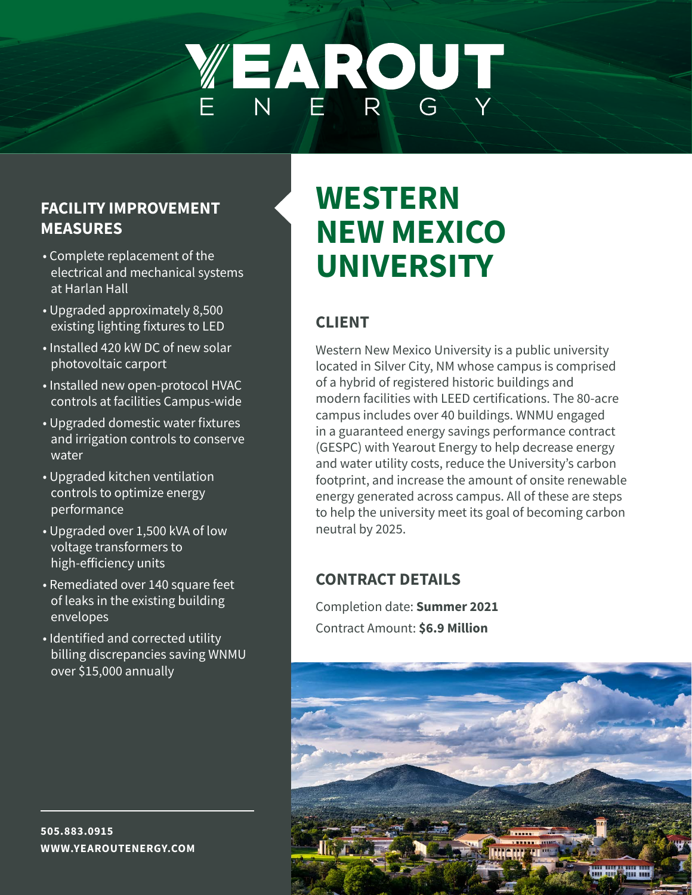# YEAROUT ENERGY

# WESTERN NEW MEXICO UNIVERSITY

## CLIENT

Western New Mexico University is a public university located in Silver City, NM whose campus is comprised of a hybrid of registered historic buildings and modern facilities with LEED certifications. The 80-acre campus includes over 40 buildings. WNMU engaged in a guaranteed energy savings performance contract (GESPC) with Yearout Energy to help decrease energy and water utility costs, reduce the University's carbon footprint, and increase the amount of onsite renewable energy generated across campus. All of these are steps to help the university meet its goal of becoming carbon neutral by 2025.

## CONTRACT DETAILS

Completion date: **Summer 2021**

Contract Amount: **$6.9 Million**

## FACILITY IMPROVEMENT MEASURES

- Complete replacement of the electrical and mechanical systems at Harlan Hall
- Upgraded approximately 8,500 existing lighting fixtures to LED
- Installed 420 kW DC of new solar photovoltaic carport
- Installed new open-protocol HVAC controls at facilities Campus-wide
- Upgraded domestic water fixtures and irrigation controls to conserve water
- Upgraded kitchen ventilation controls to optimize energy performance
- Upgraded over 1,500 kVA of low voltage transformers to high-efficiency units
- Remediated over 140 square feet of leaks in the existing building envelopes
- Identified and corrected utility billing discrepancies saving WNMU over $15,000 annually

**505.883.0915**

**WWW.YEAROUTENERGY.COM**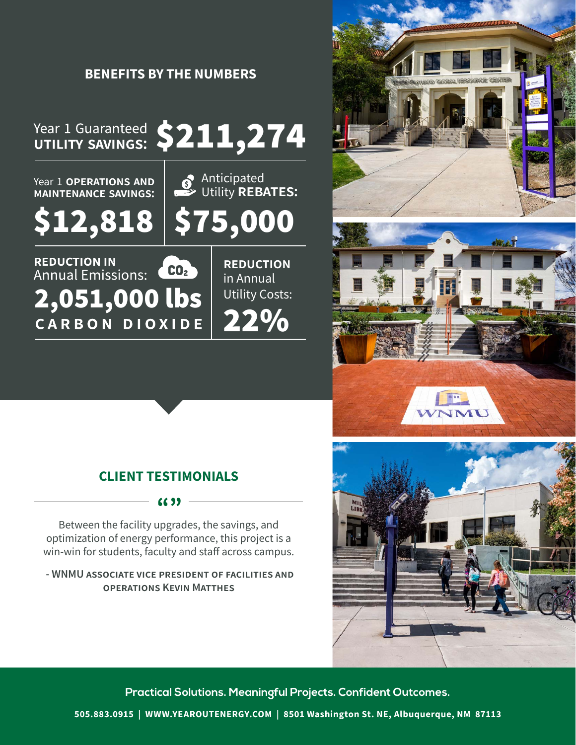## BENEFITS BY THE NUMBERS

Year 1 Guaranteed **UTILITY SAVINGS:** **$211,274**

Year 1 **OPERATIONS AND MAINTENANCE SAVINGS:** **$12,818**

Anticipated Utility **REBATES:** **$75,000**

**REDUCTION IN** Annual Emissions: **2,051,000 lbs** **CARBON DIOXIDE**

**REDUCTION** in Annual Utility Costs: **22%**

## CLIENT TESTIMONIALS

Between the facility upgrades, the savings, and optimization of energy performance, this project is a win-win for students, faculty and staff across campus.

- WNMU ASSOCIATE VICE PRESIDENT OF FACILITIES AND OPERATIONS KEVIN MATTHES

**Practical Solutions. Meaningful Projects. Confident Outcomes.**

**505.883.0915 | WWW.YEAROUTENERGY.COM | 8501 Washington St. NE, Albuquerque, NM 87113**